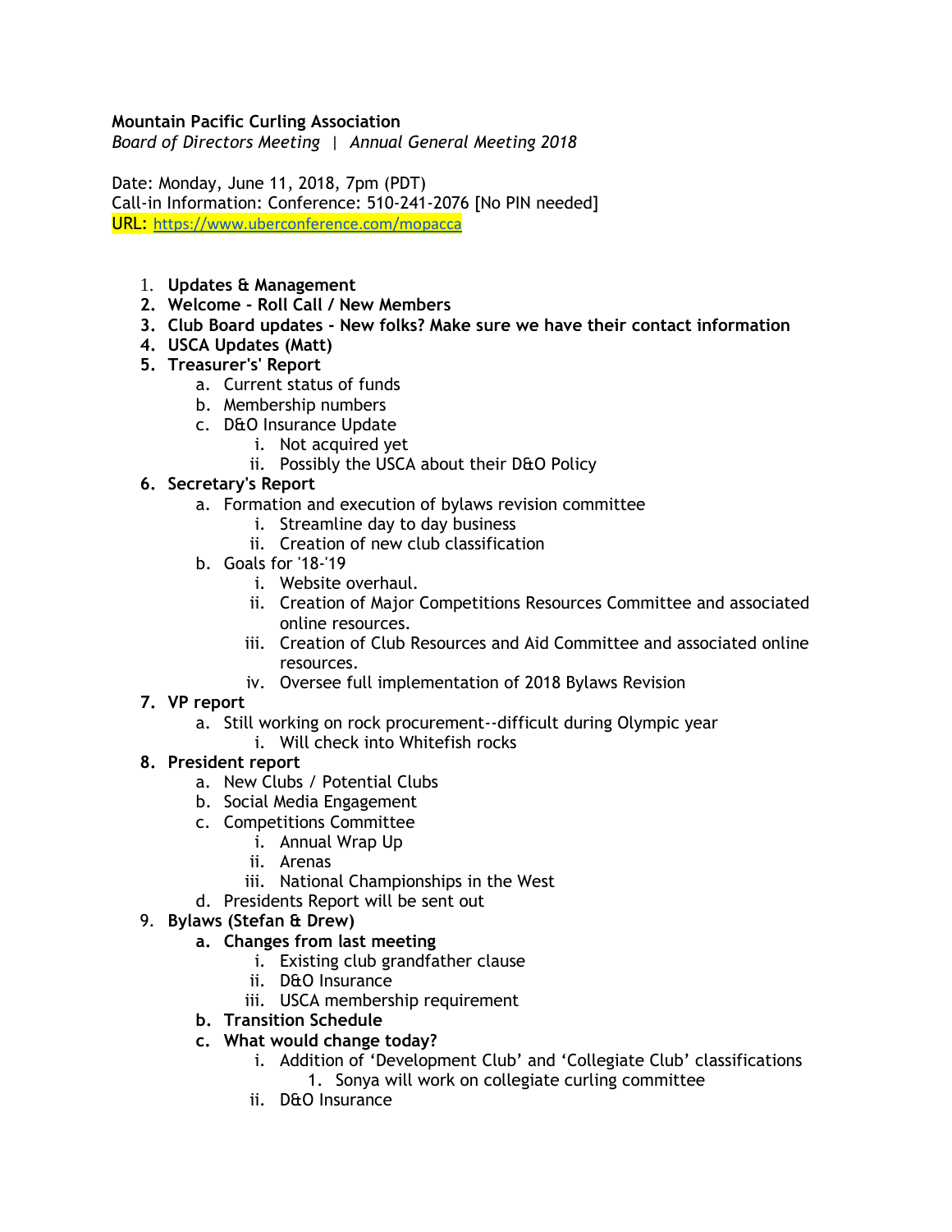**Mountain Pacific Curling Association**

*Board of Directors Meeting | Annual General Meeting 2018*

Date: Monday, June 11, 2018, 7pm (PDT)
Call-in Information: Conference: 510-241-2076 [No PIN needed]
URL: https://www.uberconference.com/mopacca

1. **Updates & Management**
2. **Welcome - Roll Call / New Members**
3. **Club Board updates - New folks? Make sure we have their contact information**
4. **USCA Updates (Matt)**
5. **Treasurer's' Report**
    a. Current status of funds
    b. Membership numbers
    c. D&O Insurance Update
        i. Not acquired yet
        ii. Possibly the USCA about their D&O Policy
6. **Secretary's Report**
    a. Formation and execution of bylaws revision committee
        i. Streamline day to day business
        ii. Creation of new club classification
    b. Goals for '18-'19
        i. Website overhaul.
        ii. Creation of Major Competitions Resources Committee and associated online resources.
        iii. Creation of Club Resources and Aid Committee and associated online resources.
        iv. Oversee full implementation of 2018 Bylaws Revision
7. **VP report**
    a. Still working on rock procurement--difficult during Olympic year
        i. Will check into Whitefish rocks
8. **President report**
    a. New Clubs / Potential Clubs
    b. Social Media Engagement
    c. Competitions Committee
        i. Annual Wrap Up
        ii. Arenas
        iii. National Championships in the West
    d. Presidents Report will be sent out
9. **Bylaws (Stefan & Drew)**
    a. **Changes from last meeting**
        i. Existing club grandfather clause
        ii. D&O Insurance
        iii. USCA membership requirement
    b. **Transition Schedule**
    c. **What would change today?**
        i. Addition of 'Development Club' and 'Collegiate Club' classifications
            1. Sonya will work on collegiate curling committee
        ii. D&O Insurance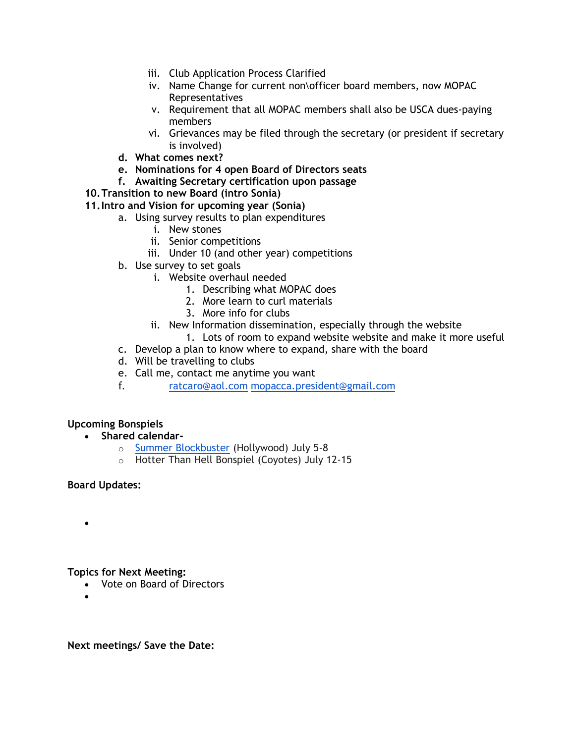iii. Club Application Process Clarified
      iv. Name Change for current non\officer board members, now MOPAC Representatives
      v. Requirement that all MOPAC members shall also be USCA dues-paying members
      vi. Grievances may be filed through the secretary (or president if secretary is involved)
   d. **What comes next?**
   e. **Nominations for 4 open Board of Directors seats**
   f. **Awaiting Secretary certification upon passage**

10. **Transition to new Board (intro Sonia)**
11. **Intro and Vision for upcoming year (Sonia)**
   a. Using survey results to plan expenditures
      i. New stones
      ii. Senior competitions
      iii. Under 10 (and other year) competitions
   b. Use survey to set goals
      i. Website overhaul needed
         1. Describing what MOPAC does
         2. More learn to curl materials
         3. More info for clubs
      ii. New Information dissemination, especially through the website
         1. Lots of room to expand website website and make it more useful
   c. Develop a plan to know where to expand, share with the board
   d. Will be travelling to clubs
   e. Call me, contact me anytime you want
   f. ratcaro@aol.com mopacca.president@gmail.com

**Upcoming Bonspiels**

- **Shared calendar-**
  - Summer Blockbuster (Hollywood) July 5-8
  - Hotter Than Hell Bonspiel (Coyotes) July 12-15

**Board Updates:**

- 

**Topics for Next Meeting:**

- Vote on Board of Directors
- 

**Next meetings/ Save the Date:**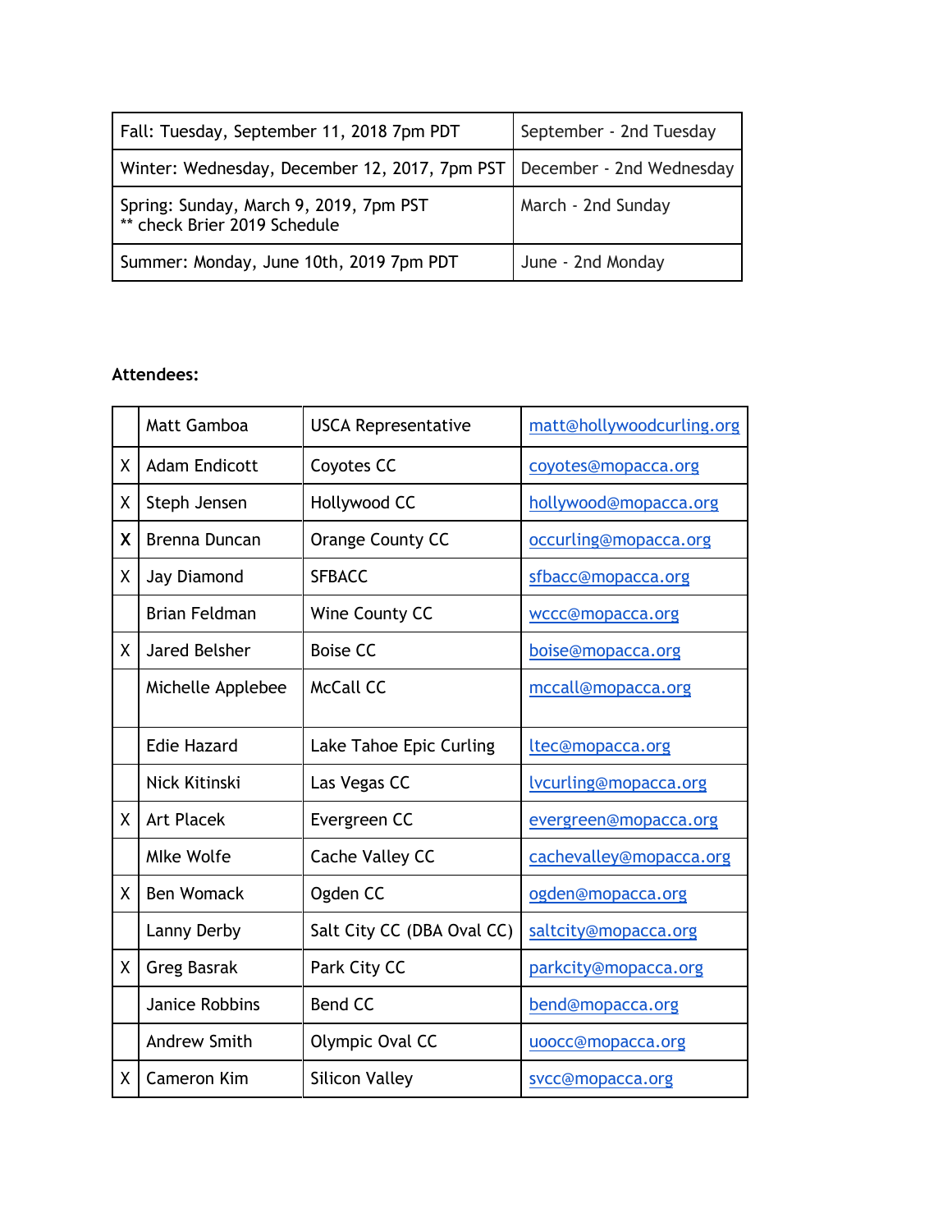| Fall: Tuesday, September 11, 2018 7pm PDT | September - 2nd Tuesday |
|---|---|
| Winter: Wednesday, December 12, 2017, 7pm PST | December - 2nd Wednesday |
| Spring: Sunday, March 9, 2019, 7pm PST<br>** check Brier 2019 Schedule | March - 2nd Sunday |
| Summer: Monday, June 10th, 2019 7pm PDT | June - 2nd Monday |

**Attendees:**

| | | | |
|---|---|---|---|
| | Matt Gamboa | USCA Representative | matt@hollywoodcurling.org |
| X | Adam Endicott | Coyotes CC | coyotes@mopacca.org |
| X | Steph Jensen | Hollywood CC | hollywood@mopacca.org |
| **X** | Brenna Duncan | Orange County CC | occurling@mopacca.org |
| X | Jay Diamond | SFBACC | sfbacc@mopacca.org |
| | Brian Feldman | Wine County CC | wccc@mopacca.org |
| X | Jared Belsher | Boise CC | boise@mopacca.org |
| | Michelle Applebee | McCall CC | mccall@mopacca.org |
| | Edie Hazard | Lake Tahoe Epic Curling | ltec@mopacca.org |
| | Nick Kitinski | Las Vegas CC | lvcurling@mopacca.org |
| X | Art Placek | Evergreen CC | evergreen@mopacca.org |
| | MIke Wolfe | Cache Valley CC | cachevalley@mopacca.org |
| X | Ben Womack | Ogden CC | ogden@mopacca.org |
| | Lanny Derby | Salt City CC (DBA Oval CC) | saltcity@mopacca.org |
| X | Greg Basrak | Park City CC | parkcity@mopacca.org |
| | Janice Robbins | Bend CC | bend@mopacca.org |
| | Andrew Smith | Olympic Oval CC | uoocc@mopacca.org |
| X | Cameron Kim | Silicon Valley | svcc@mopacca.org |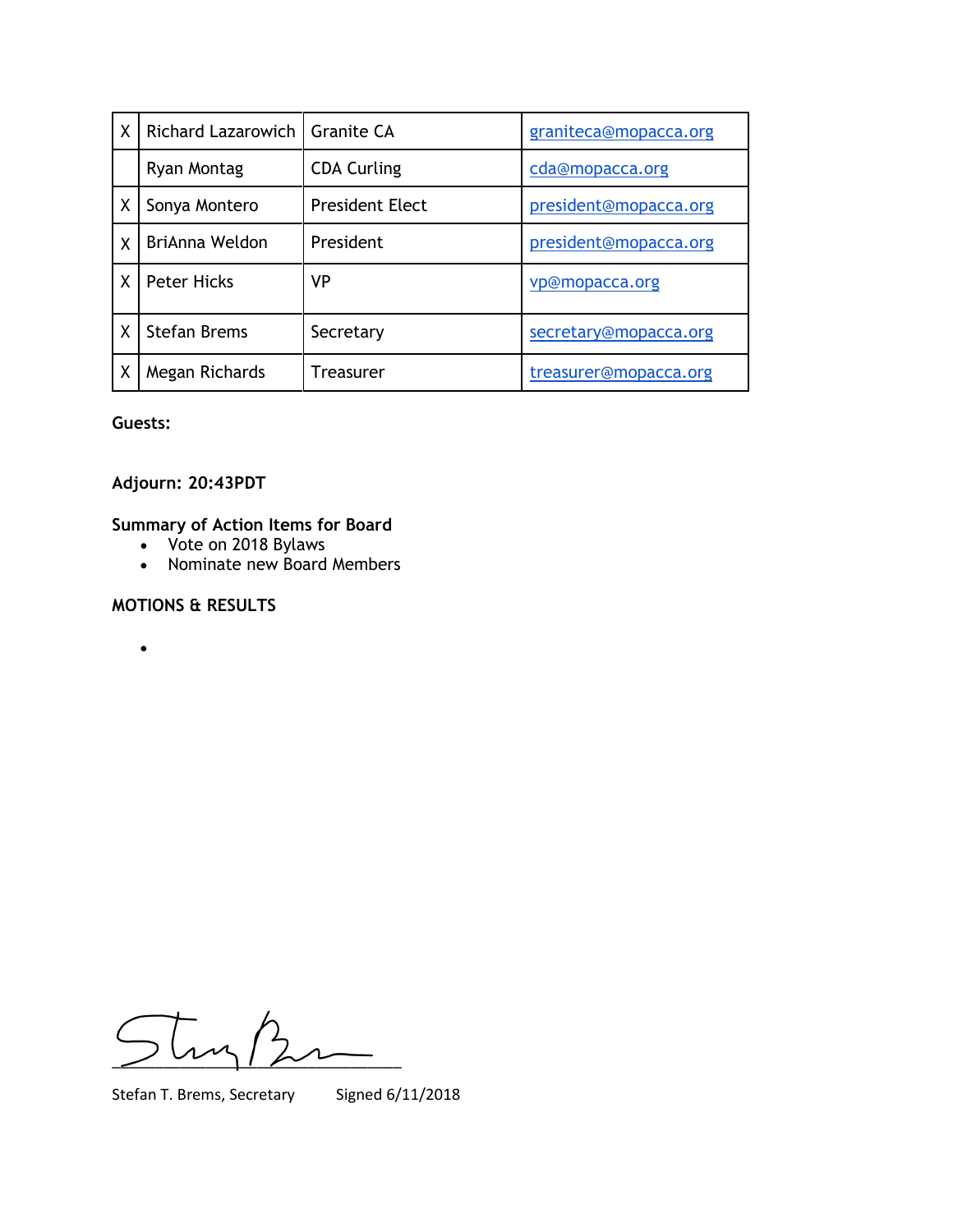| | | | |
|---|---|---|---|
| X | Richard Lazarowich | Granite CA | graniteca@mopacca.org |
| | Ryan Montag | CDA Curling | cda@mopacca.org |
| X | Sonya Montero | President Elect | president@mopacca.org |
| X | BriAnna Weldon | President | president@mopacca.org |
| X | Peter Hicks | VP | vp@mopacca.org |
| X | Stefan Brems | Secretary | secretary@mopacca.org |
| X | Megan Richards | Treasurer | treasurer@mopacca.org |

**Guests:**

**Adjourn: 20:43PDT**

**Summary of Action Items for Board**

- Vote on 2018 Bylaws
- Nominate new Board Members

**MOTIONS & RESULTS**

-

Stefan T. Brems, Secretary Signed 6/11/2018